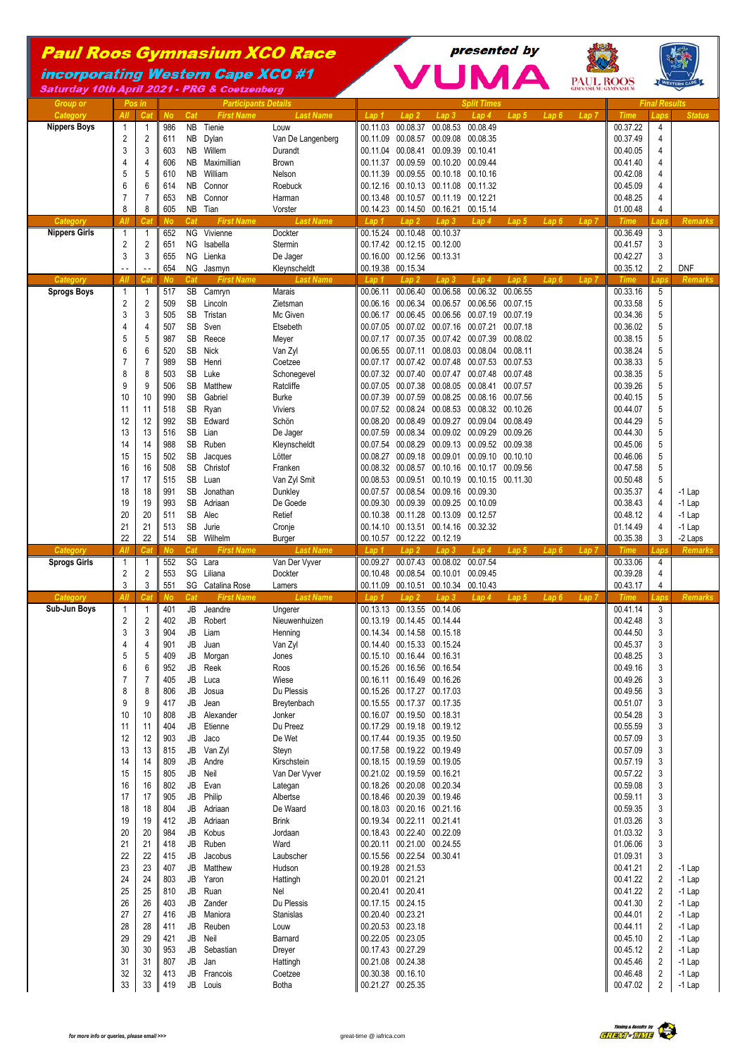# Paul Roos Gymnasium XCO Race

## incorporating Western Cape XCO #1

**Saturday 10th April 2021 - PRG & Coetzenberg**

presented by VUMA

| Group or Category | Pos in All | Cat | No | Cat | First Name | Last Name | Lap 1 | Lap 2 | Lap 3 | Lap 4 | Lap 5 | Lap 6 | Lap 7 | Time | Laps | Status |
|---|---|---|---|---|---|---|---|---|---|---|---|---|---|---|---|---|
| Nippers Boys | 1 | 1 | 986 | NB | Tienie | Louw | 00.11.03 | 00.08.37 | 00.08.53 | 00.08.49 | | | | 00.37.22 | 4 | |
| | 2 | 2 | 611 | NB | Dylan | Van De Langenberg | 00.11.09 | 00.08.57 | 00.09.08 | 00.08.35 | | | | 00.37.49 | 4 | |
| | 3 | 3 | 603 | NB | Willem | Durandt | 00.11.04 | 00.08.41 | 00.09.39 | 00.10.41 | | | | 00.40.05 | 4 | |
| | 4 | 4 | 606 | NB | Maximillian | Brown | 00.11.37 | 00.09.59 | 00.10.20 | 00.09.44 | | | | 00.41.40 | 4 | |
| | 5 | 5 | 610 | NB | William | Nelson | 00.11.39 | 00.09.55 | 00.10.18 | 00.10.16 | | | | 00.42.08 | 4 | |
| | 6 | 6 | 614 | NB | Connor | Roebuck | 00.12.16 | 00.10.13 | 00.11.08 | 00.11.32 | | | | 00.45.09 | 4 | |
| | 7 | 7 | 653 | NB | Connor | Harman | 00.13.48 | 00.10.57 | 00.11.19 | 00.12.21 | | | | 00.48.25 | 4 | |
| | 8 | 8 | 605 | NB | Tian | Vorster | 00.14.23 | 00.14.50 | 00.16.21 | 00.15.14 | | | | 01.00.48 | 4 | |
| **Category** | **All** | **Cat** | **No** | **Cat** | **First Name** | **Last Name** | **Lap 1** | **Lap 2** | **Lap 3** | **Lap 4** | **Lap 5** | **Lap 6** | **Lap 7** | **Time** | **Laps** | **Remarks** |
| Nippers Girls | 1 | 1 | 652 | NG | Vivienne | Dockter | 00.15.24 | 00.10.48 | 00.10.37 | | | | | 00.36.49 | 3 | |
| | 2 | 2 | 651 | NG | Isabella | Stermin | 00.17.42 | 00.12.15 | 00.12.00 | | | | | 00.41.57 | 3 | |
| | 3 | 3 | 655 | NG | Lienka | De Jager | 00.16.00 | 00.12.56 | 00.13.31 | | | | | 00.42.27 | 3 | |
| | - - | - - | 654 | NG | Jasmyn | Kleynscheldt | 00.19.38 | 00.15.34 | | | | | | 00.35.12 | 2 | DNF |
| **Category** | **All** | **Cat** | **No** | **Cat** | **First Name** | **Last Name** | **Lap 1** | **Lap 2** | **Lap 3** | **Lap 4** | **Lap 5** | **Lap 6** | **Lap 7** | **Time** | **Laps** | **Remarks** |
| Sprogs Boys | 1 | 1 | 517 | SB | Camryn | Marais | 00.06.11 | 00.06.40 | 00.06.58 | 00.06.32 | 00.06.55 | | | 00.33.16 | 5 | |
| | 2 | 2 | 509 | SB | Lincoln | Zietsman | 00.06.16 | 00.06.34 | 00.06.57 | 00.06.56 | 00.07.15 | | | 00.33.58 | 5 | |
| | 3 | 3 | 505 | SB | Tristan | Mc Given | 00.06.17 | 00.06.45 | 00.06.56 | 00.07.19 | 00.07.19 | | | 00.34.36 | 5 | |
| | 4 | 4 | 507 | SB | Sven | Etsebeth | 00.07.05 | 00.07.02 | 00.07.16 | 00.07.21 | 00.07.18 | | | 00.36.02 | 5 | |
| | 5 | 5 | 987 | SB | Reece | Meyer | 00.07.17 | 00.07.35 | 00.07.42 | 00.07.39 | 00.08.02 | | | 00.38.15 | 5 | |
| | 6 | 6 | 520 | SB | Nick | Van Zyl | 00.06.55 | 00.07.11 | 00.08.03 | 00.08.04 | 00.08.11 | | | 00.38.24 | 5 | |
| | 7 | 7 | 989 | SB | Henri | Coetzee | 00.07.17 | 00.07.42 | 00.07.48 | 00.07.53 | 00.07.53 | | | 00.38.33 | 5 | |
| | 8 | 8 | 503 | SB | Luke | Schonegevel | 00.07.32 | 00.07.40 | 00.07.47 | 00.07.48 | 00.07.48 | | | 00.38.35 | 5 | |
| | 9 | 9 | 506 | SB | Matthew | Ratcliffe | 00.07.05 | 00.07.38 | 00.08.05 | 00.08.41 | 00.07.57 | | | 00.39.26 | 5 | |
| | 10 | 10 | 990 | SB | Gabriel | Burke | 00.07.39 | 00.07.59 | 00.08.25 | 00.08.16 | 00.07.56 | | | 00.40.15 | 5 | |
| | 11 | 11 | 518 | SB | Ryan | Viviers | 00.07.52 | 00.08.24 | 00.08.53 | 00.08.32 | 00.10.26 | | | 00.44.07 | 5 | |
| | 12 | 12 | 992 | SB | Edward | Schön | 00.08.20 | 00.08.49 | 00.09.27 | 00.09.04 | 00.08.49 | | | 00.44.29 | 5 | |
| | 13 | 13 | 516 | SB | Lian | De Jager | 00.07.59 | 00.08.34 | 00.09.02 | 00.09.29 | 00.09.26 | | | 00.44.30 | 5 | |
| | 14 | 14 | 988 | SB | Ruben | Kleynscheldt | 00.07.54 | 00.08.29 | 00.09.13 | 00.09.52 | 00.09.38 | | | 00.45.06 | 5 | |
| | 15 | 15 | 502 | SB | Jacques | Lötter | 00.08.27 | 00.09.18 | 00.09.01 | 00.09.10 | 00.10.10 | | | 00.46.06 | 5 | |
| | 16 | 16 | 508 | SB | Christof | Franken | 00.08.32 | 00.08.57 | 00.10.16 | 00.10.17 | 00.09.56 | | | 00.47.58 | 5 | |
| | 17 | 17 | 515 | SB | Luan | Van Zyl Smit | 00.08.53 | 00.09.51 | 00.10.19 | 00.10.15 | 00.11.30 | | | 00.50.48 | 5 | |
| | 18 | 18 | 991 | SB | Jonathan | Dunkley | 00.07.57 | 00.08.54 | 00.09.16 | 00.09.30 | | | | 00.35.37 | 4 | -1 Lap |
| | 19 | 19 | 993 | SB | Adriaan | De Goede | 00.09.30 | 00.09.39 | 00.09.25 | 00.10.09 | | | | 00.38.43 | 4 | -1 Lap |
| | 20 | 20 | 511 | SB | Alec | Retief | 00.10.38 | 00.11.28 | 00.13.09 | 00.12.57 | | | | 00.48.12 | 4 | -1 Lap |
| | 21 | 21 | 513 | SB | Jurie | Cronje | 00.14.10 | 00.13.51 | 00.14.16 | 00.32.32 | | | | 01.14.49 | 4 | -1 Lap |
| | 22 | 22 | 514 | SB | Wilhelm | Burger | 00.10.57 | 00.12.22 | 00.12.19 | | | | | 00.35.38 | 3 | -2 Laps |
| **Category** | **All** | **Cat** | **No** | **Cat** | **First Name** | **Last Name** | **Lap 1** | **Lap 2** | **Lap 3** | **Lap 4** | **Lap 5** | **Lap 6** | **Lap 7** | **Time** | **Laps** | **Remarks** |
| Sprogs Girls | 1 | 1 | 552 | SG | Lara | Van Der Vyver | 00.09.27 | 00.07.43 | 00.08.02 | 00.07.54 | | | | 00.33.06 | 4 | |
| | 2 | 2 | 553 | SG | Liliana | Dockter | 00.10.48 | 00.08.54 | 00.10.01 | 00.09.45 | | | | 00.39.28 | 4 | |
| | 3 | 3 | 551 | SG | Catalina Rose | Lamers | 00.11.09 | 00.10.51 | 00.10.34 | 00.10.43 | | | | 00.43.17 | 4 | |
| **Category** | **All** | **Cat** | **No** | **Cat** | **First Name** | **Last Name** | **Lap 1** | **Lap 2** | **Lap 3** | **Lap 4** | **Lap 5** | **Lap 6** | **Lap 7** | **Time** | **Laps** | **Remarks** |
| Sub-Jun Boys | 1 | 1 | 401 | JB | Jeandre | Ungerer | 00.13.13 | 00.13.55 | 00.14.06 | | | | | 00.41.14 | 3 | |
| | 2 | 2 | 402 | JB | Robert | Nieuwenhuizen | 00.13.19 | 00.14.45 | 00.14.44 | | | | | 00.42.48 | 3 | |
| | 3 | 3 | 904 | JB | Liam | Henning | 00.14.34 | 00.14.58 | 00.15.18 | | | | | 00.44.50 | 3 | |
| | 4 | 4 | 901 | JB | Juan | Van Zyl | 00.14.40 | 00.15.33 | 00.15.24 | | | | | 00.45.37 | 3 | |
| | 5 | 5 | 409 | JB | Morgan | Jones | 00.15.10 | 00.16.44 | 00.16.31 | | | | | 00.48.25 | 3 | |
| | 6 | 6 | 952 | JB | Reek | Roos | 00.15.26 | 00.16.56 | 00.16.54 | | | | | 00.49.16 | 3 | |
| | 7 | 7 | 405 | JB | Luca | Wiese | 00.16.11 | 00.16.49 | 00.16.26 | | | | | 00.49.26 | 3 | |
| | 8 | 8 | 806 | JB | Josua | Du Plessis | 00.15.26 | 00.17.27 | 00.17.03 | | | | | 00.49.56 | 3 | |
| | 9 | 9 | 417 | JB | Jean | Breytenbach | 00.15.55 | 00.17.37 | 00.17.35 | | | | | 00.51.07 | 3 | |
| | 10 | 10 | 808 | JB | Alexander | Jonker | 00.16.07 | 00.19.50 | 00.18.31 | | | | | 00.54.28 | 3 | |
| | 11 | 11 | 404 | JB | Etienne | Du Preez | 00.17.29 | 00.19.18 | 00.19.12 | | | | | 00.55.59 | 3 | |
| | 12 | 12 | 903 | JB | Jaco | De Wet | 00.17.44 | 00.19.35 | 00.19.50 | | | | | 00.57.09 | 3 | |
| | 13 | 13 | 815 | JB | Van Zyl | Steyn | 00.17.58 | 00.19.22 | 00.19.49 | | | | | 00.57.09 | 3 | |
| | 14 | 14 | 809 | JB | Andre | Kirschstein | 00.18.15 | 00.19.59 | 00.19.05 | | | | | 00.57.19 | 3 | |
| | 15 | 15 | 805 | JB | Neil | Van Der Vyver | 00.21.02 | 00.19.59 | 00.16.21 | | | | | 00.57.22 | 3 | |
| | 16 | 16 | 802 | JB | Evan | Lategan | 00.18.26 | 00.20.08 | 00.20.34 | | | | | 00.59.08 | 3 | |
| | 17 | 17 | 905 | JB | Philip | Albertse | 00.18.46 | 00.20.39 | 00.19.46 | | | | | 00.59.11 | 3 | |
| | 18 | 18 | 804 | JB | Adriaan | De Waard | 00.18.03 | 00.20.16 | 00.21.16 | | | | | 00.59.35 | 3 | |
| | 19 | 19 | 412 | JB | Adriaan | Brink | 00.19.34 | 00.22.11 | 00.21.41 | | | | | 01.03.26 | 3 | |
| | 20 | 20 | 984 | JB | Kobus | Jordaan | 00.18.43 | 00.22.40 | 00.22.09 | | | | | 01.03.32 | 3 | |
| | 21 | 21 | 418 | JB | Ruben | Ward | 00.20.11 | 00.21.00 | 00.24.55 | | | | | 01.06.06 | 3 | |
| | 22 | 22 | 415 | JB | Jacobus | Laubscher | 00.15.56 | 00.22.54 | 00.30.41 | | | | | 01.09.31 | 3 | |
| | 23 | 23 | 407 | JB | Matthew | Hudson | 00.19.28 | 00.21.53 | | | | | | 00.41.21 | 2 | -1 Lap |
| | 24 | 24 | 803 | JB | Yaron | Hattingh | 00.20.01 | 00.21.21 | | | | | | 00.41.22 | 2 | -1 Lap |
| | 25 | 25 | 810 | JB | Ruan | Nel | 00.20.41 | 00.20.41 | | | | | | 00.41.22 | 2 | -1 Lap |
| | 26 | 26 | 403 | JB | Zander | Du Plessis | 00.17.15 | 00.24.15 | | | | | | 00.41.30 | 2 | -1 Lap |
| | 27 | 27 | 416 | JB | Maniora | Stanislas | 00.20.40 | 00.23.21 | | | | | | 00.44.01 | 2 | -1 Lap |
| | 28 | 28 | 411 | JB | Reuben | Louw | 00.20.53 | 00.23.18 | | | | | | 00.44.11 | 2 | -1 Lap |
| | 29 | 29 | 421 | JB | Neil | Barnard | 00.22.05 | 00.23.05 | | | | | | 00.45.10 | 2 | -1 Lap |
| | 30 | 30 | 953 | JB | Sebastian | Dreyer | 00.17.43 | 00.27.29 | | | | | | 00.45.12 | 2 | -1 Lap |
| | 31 | 31 | 807 | JB | Jan | Hattingh | 00.21.08 | 00.24.38 | | | | | | 00.45.46 | 2 | -1 Lap |
| | 32 | 32 | 413 | JB | Francois | Coetzee | 00.30.38 | 00.16.10 | | | | | | 00.46.48 | 2 | -1 Lap |
| | 33 | 33 | 419 | JB | Louis | Botha | 00.21.27 | 00.25.35 | | | | | | 00.47.02 | 2 | -1 Lap |

for more info or queries, please email >>> great-time @ iafrica.com

Timing & Results by GREAT-TIME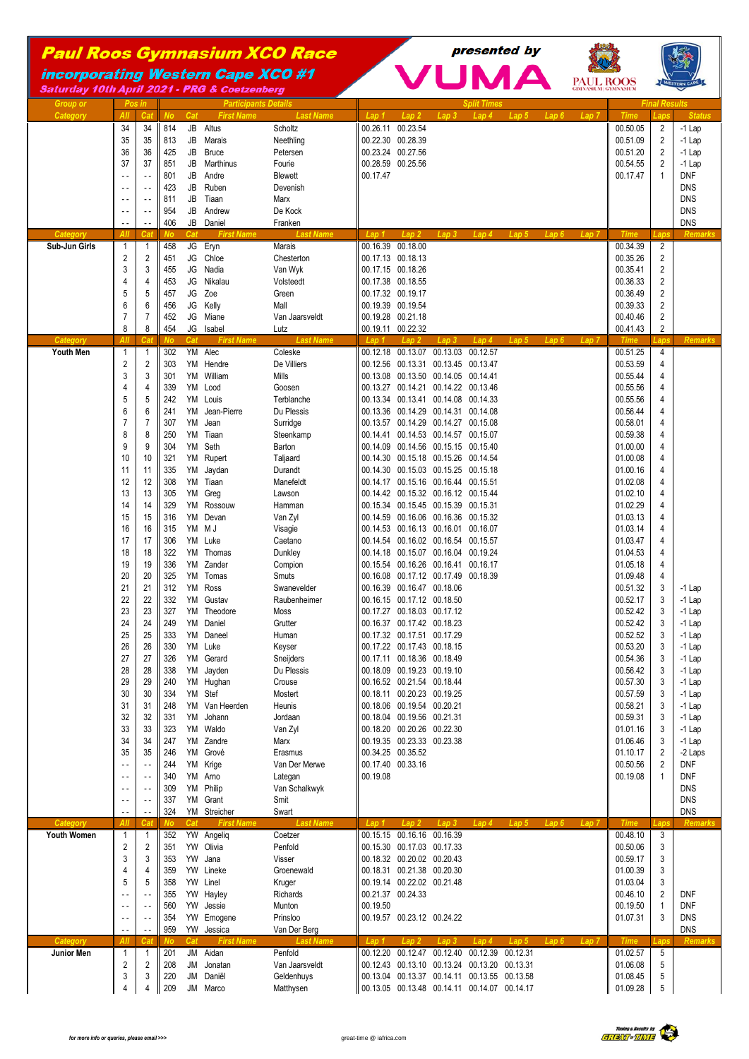# Paul Roos Gymnasium XCO Race

## incorporating Western Cape XCO #1

**Saturday 10th April 2021 - PRG & Coetzenberg**

presented by VUMA

| Group or Category | Pos in All | Pos in Cat | No | Cat | First Name | Last Name | Lap 1 | Lap 2 | Lap 3 | Lap 4 | Lap 5 | Lap 6 | Lap 7 | Time | Laps | Status |
|---|---|---|---|---|---|---|---|---|---|---|---|---|---|---|---|---|
| | 34 | 34 | 814 | JB | Altus | Scholtz | 00.26.11 | 00.23.54 | | | | | | 00.50.05 | 2 | -1 Lap |
| | 35 | 35 | 813 | JB | Marais | Neethling | 00.22.30 | 00.28.39 | | | | | | 00.51.09 | 2 | -1 Lap |
| | 36 | 36 | 425 | JB | Bruce | Petersen | 00.23.24 | 00.27.56 | | | | | | 00.51.20 | 2 | -1 Lap |
| | 37 | 37 | 851 | JB | Marthinus | Fourie | 00.28.59 | 00.25.56 | | | | | | 00.54.55 | 2 | -1 Lap |
| | - - | - - | 801 | JB | Andre | Blewett | 00.17.47 | | | | | | | 00.17.47 | 1 | DNF |
| | - - | - - | 423 | JB | Ruben | Devenish | | | | | | | | | | DNS |
| | - - | - - | 811 | JB | Tiaan | Marx | | | | | | | | | | DNS |
| | - - | - - | 954 | JB | Andrew | De Kock | | | | | | | | | | DNS |
| | - - | - - | 406 | JB | Daniel | Franken | | | | | | | | | | DNS |
| **Category** | **All** | **Cat** | **No** | **Cat** | **First Name** | **Last Name** | **Lap 1** | **Lap 2** | **Lap 3** | **Lap 4** | **Lap 5** | **Lap 6** | **Lap 7** | **Time** | **Laps** | **Remarks** |
| Sub-Jun Girls | 1 | 1 | 458 | JG | Eryn | Marais | 00.16.39 | 00.18.00 | | | | | | 00.34.39 | 2 | |
| | 2 | 2 | 451 | JG | Chloe | Chesterton | 00.17.13 | 00.18.13 | | | | | | 00.35.26 | 2 | |
| | 3 | 3 | 455 | JG | Nadia | Van Wyk | 00.17.15 | 00.18.26 | | | | | | 00.35.41 | 2 | |
| | 4 | 4 | 453 | JG | Nikalau | Volsteedt | 00.17.38 | 00.18.55 | | | | | | 00.36.33 | 2 | |
| | 5 | 5 | 457 | JG | Zoe | Green | 00.17.32 | 00.19.17 | | | | | | 00.36.49 | 2 | |
| | 6 | 6 | 456 | JG | Kelly | Mall | 00.19.39 | 00.19.54 | | | | | | 00.39.33 | 2 | |
| | 7 | 7 | 452 | JG | Miane | Van Jaarsveldt | 00.19.28 | 00.21.18 | | | | | | 00.40.46 | 2 | |
| | 8 | 8 | 454 | JG | Isabel | Lutz | 00.19.11 | 00.22.32 | | | | | | 00.41.43 | 2 | |
| **Category** | **All** | **Cat** | **No** | **Cat** | **First Name** | **Last Name** | **Lap 1** | **Lap 2** | **Lap 3** | **Lap 4** | **Lap 5** | **Lap 6** | **Lap 7** | **Time** | **Laps** | **Remarks** |
| Youth Men | 1 | 1 | 302 | YM | Alec | Coleske | 00.12.18 | 00.13.07 | 00.13.03 | 00.12.57 | | | | 00.51.25 | 4 | |
| | 2 | 2 | 303 | YM | Hendre | De Villiers | 00.12.56 | 00.13.31 | 00.13.45 | 00.13.47 | | | | 00.53.59 | 4 | |
| | 3 | 3 | 301 | YM | William | Mills | 00.13.08 | 00.13.50 | 00.14.05 | 00.14.41 | | | | 00.55.44 | 4 | |
| | 4 | 4 | 339 | YM | Lood | Goosen | 00.13.27 | 00.14.21 | 00.14.22 | 00.13.46 | | | | 00.55.56 | 4 | |
| | 5 | 5 | 242 | YM | Louis | Terblanche | 00.13.34 | 00.13.41 | 00.14.08 | 00.14.33 | | | | 00.55.56 | 4 | |
| | 6 | 6 | 241 | YM | Jean-Pierre | Du Plessis | 00.13.36 | 00.14.29 | 00.14.31 | 00.14.08 | | | | 00.56.44 | 4 | |
| | 7 | 7 | 307 | YM | Jean | Surridge | 00.13.57 | 00.14.29 | 00.14.27 | 00.15.08 | | | | 00.58.01 | 4 | |
| | 8 | 8 | 250 | YM | Tiaan | Steenkamp | 00.14.41 | 00.14.53 | 00.14.57 | 00.15.07 | | | | 00.59.38 | 4 | |
| | 9 | 9 | 304 | YM | Seth | Barton | 00.14.09 | 00.14.56 | 00.15.15 | 00.15.40 | | | | 01.00.00 | 4 | |
| | 10 | 10 | 321 | YM | Rupert | Taljaard | 00.14.30 | 00.15.18 | 00.15.26 | 00.14.54 | | | | 01.00.08 | 4 | |
| | 11 | 11 | 335 | YM | Jaydan | Durandt | 00.14.30 | 00.15.03 | 00.15.25 | 00.15.18 | | | | 01.00.16 | 4 | |
| | 12 | 12 | 308 | YM | Tiaan | Manefeldt | 00.14.17 | 00.15.16 | 00.16.44 | 00.15.51 | | | | 01.02.08 | 4 | |
| | 13 | 13 | 305 | YM | Greg | Lawson | 00.14.42 | 00.15.32 | 00.16.12 | 00.15.44 | | | | 01.02.10 | 4 | |
| | 14 | 14 | 329 | YM | Rossouw | Hamman | 00.15.34 | 00.15.45 | 00.15.39 | 00.15.31 | | | | 01.02.29 | 4 | |
| | 15 | 15 | 316 | YM | Devan | Van Zyl | 00.14.59 | 00.16.06 | 00.16.36 | 00.15.32 | | | | 01.03.13 | 4 | |
| | 16 | 16 | 315 | YM | M J | Visagie | 00.14.53 | 00.16.13 | 00.16.01 | 00.16.07 | | | | 01.03.14 | 4 | |
| | 17 | 17 | 306 | YM | Luke | Caetano | 00.14.54 | 00.16.02 | 00.16.54 | 00.15.57 | | | | 01.03.47 | 4 | |
| | 18 | 18 | 322 | YM | Thomas | Dunkley | 00.14.18 | 00.15.07 | 00.16.04 | 00.19.24 | | | | 01.04.53 | 4 | |
| | 19 | 19 | 336 | YM | Zander | Compion | 00.15.54 | 00.16.26 | 00.16.41 | 00.16.17 | | | | 01.05.18 | 4 | |
| | 20 | 20 | 325 | YM | Tomas | Smuts | 00.16.08 | 00.17.12 | 00.17.49 | 00.18.39 | | | | 01.09.48 | 4 | |
| | 21 | 21 | 312 | YM | Ross | Swanevelder | 00.16.39 | 00.16.47 | 00.18.06 | | | | | 00.51.32 | 3 | -1 Lap |
| | 22 | 22 | 332 | YM | Gustav | Raubenheimer | 00.16.15 | 00.17.12 | 00.18.50 | | | | | 00.52.17 | 3 | -1 Lap |
| | 23 | 23 | 327 | YM | Theodore | Moss | 00.17.27 | 00.18.03 | 00.17.12 | | | | | 00.52.42 | 3 | -1 Lap |
| | 24 | 24 | 249 | YM | Daniel | Grutter | 00.16.37 | 00.17.42 | 00.18.23 | | | | | 00.52.42 | 3 | -1 Lap |
| | 25 | 25 | 333 | YM | Daneel | Human | 00.17.32 | 00.17.51 | 00.17.29 | | | | | 00.52.52 | 3 | -1 Lap |
| | 26 | 26 | 330 | YM | Luke | Keyser | 00.17.22 | 00.17.43 | 00.18.15 | | | | | 00.53.20 | 3 | -1 Lap |
| | 27 | 27 | 326 | YM | Gerard | Sneijders | 00.17.11 | 00.18.36 | 00.18.49 | | | | | 00.54.36 | 3 | -1 Lap |
| | 28 | 28 | 338 | YM | Jayden | Du Plessis | 00.18.09 | 00.19.23 | 00.19.10 | | | | | 00.56.42 | 3 | -1 Lap |
| | 29 | 29 | 240 | YM | Hughan | Crouse | 00.16.52 | 00.21.54 | 00.18.44 | | | | | 00.57.30 | 3 | -1 Lap |
| | 30 | 30 | 334 | YM | Stef | Mostert | 00.18.11 | 00.20.23 | 00.19.25 | | | | | 00.57.59 | 3 | -1 Lap |
| | 31 | 31 | 248 | YM | Van Heerden | Heunis | 00.18.06 | 00.19.54 | 00.20.21 | | | | | 00.58.21 | 3 | -1 Lap |
| | 32 | 32 | 331 | YM | Johann | Jordaan | 00.18.04 | 00.19.56 | 00.21.31 | | | | | 00.59.31 | 3 | -1 Lap |
| | 33 | 33 | 323 | YM | Waldo | Van Zyl | 00.18.20 | 00.20.26 | 00.22.30 | | | | | 01.01.16 | 3 | -1 Lap |
| | 34 | 34 | 247 | YM | Zandre | Marx | 00.19.35 | 00.23.33 | 00.23.38 | | | | | 01.06.46 | 3 | -1 Lap |
| | 35 | 35 | 246 | YM | Grové | Erasmus | 00.34.25 | 00.35.52 | | | | | | 01.10.17 | 2 | -2 Laps |
| | - - | - - | 244 | YM | Krige | Van Der Merwe | 00.17.40 | 00.33.16 | | | | | | 00.50.56 | 2 | DNF |
| | - - | - - | 340 | YM | Arno | Lategan | 00.19.08 | | | | | | | 00.19.08 | 1 | DNF |
| | - - | - - | 309 | YM | Philip | Van Schalkwyk | | | | | | | | | | DNS |
| | - - | - - | 337 | YM | Grant | Smit | | | | | | | | | | DNS |
| | - - | - - | 324 | YM | Streicher | Swart | | | | | | | | | | DNS |
| **Category** | **All** | **Cat** | **No** | **Cat** | **First Name** | **Last Name** | **Lap 1** | **Lap 2** | **Lap 3** | **Lap 4** | **Lap 5** | **Lap 6** | **Lap 7** | **Time** | **Laps** | **Remarks** |
| Youth Women | 1 | 1 | 352 | YW | Angeliq | Coetzer | 00.15.15 | 00.16.16 | 00.16.39 | | | | | 00.48.10 | 3 | |
| | 2 | 2 | 351 | YW | Olivia | Penfold | 00.15.30 | 00.17.03 | 00.17.33 | | | | | 00.50.06 | 3 | |
| | 3 | 3 | 353 | YW | Jana | Visser | 00.18.32 | 00.20.02 | 00.20.43 | | | | | 00.59.17 | 3 | |
| | 4 | 4 | 359 | YW | Lineke | Groenewald | 00.18.31 | 00.21.38 | 00.20.30 | | | | | 01.00.39 | 3 | |
| | 5 | 5 | 358 | YW | Linel | Kruger | 00.19.14 | 00.22.02 | 00.21.48 | | | | | 01.03.04 | 3 | |
| | - - | - - | 355 | YW | Hayley | Richards | 00.21.37 | 00.24.33 | | | | | | 00.46.10 | 2 | DNF |
| | - - | - - | 560 | YW | Jessie | Munton | 00.19.50 | | | | | | | 00.19.50 | 1 | DNF |
| | - - | - - | 354 | YW | Emogene | Prinsloo | 00.19.57 | 00.23.12 | 00.24.22 | | | | | 01.07.31 | 3 | DNS |
| | - - | - - | 959 | YW | Jessica | Van Der Berg | | | | | | | | | | DNS |
| **Category** | **All** | **Cat** | **No** | **Cat** | **First Name** | **Last Name** | **Lap 1** | **Lap 2** | **Lap 3** | **Lap 4** | **Lap 5** | **Lap 6** | **Lap 7** | **Time** | **Laps** | **Remarks** |
| Junior Men | 1 | 1 | 201 | JM | Aidan | Penfold | 00.12.20 | 00.12.47 | 00.12.40 | 00.12.39 | 00.12.31 | | | 01.02.57 | 5 | |
| | 2 | 2 | 208 | JM | Jonatan | Van Jaarsveldt | 00.12.43 | 00.13.10 | 00.13.24 | 00.13.20 | 00.13.31 | | | 01.06.08 | 5 | |
| | 3 | 3 | 220 | JM | Daniël | Geldenhuys | 00.13.04 | 00.13.37 | 00.14.11 | 00.13.55 | 00.13.58 | | | 01.08.45 | 5 | |
| | 4 | 4 | 209 | JM | Marco | Matthysen | 00.13.05 | 00.13.48 | 00.14.11 | 00.14.07 | 00.14.17 | | | 01.09.28 | 5 | |

for more info or queries, please email >>> great-time @ iafrica.com

Timing & Results by GREAT-TIME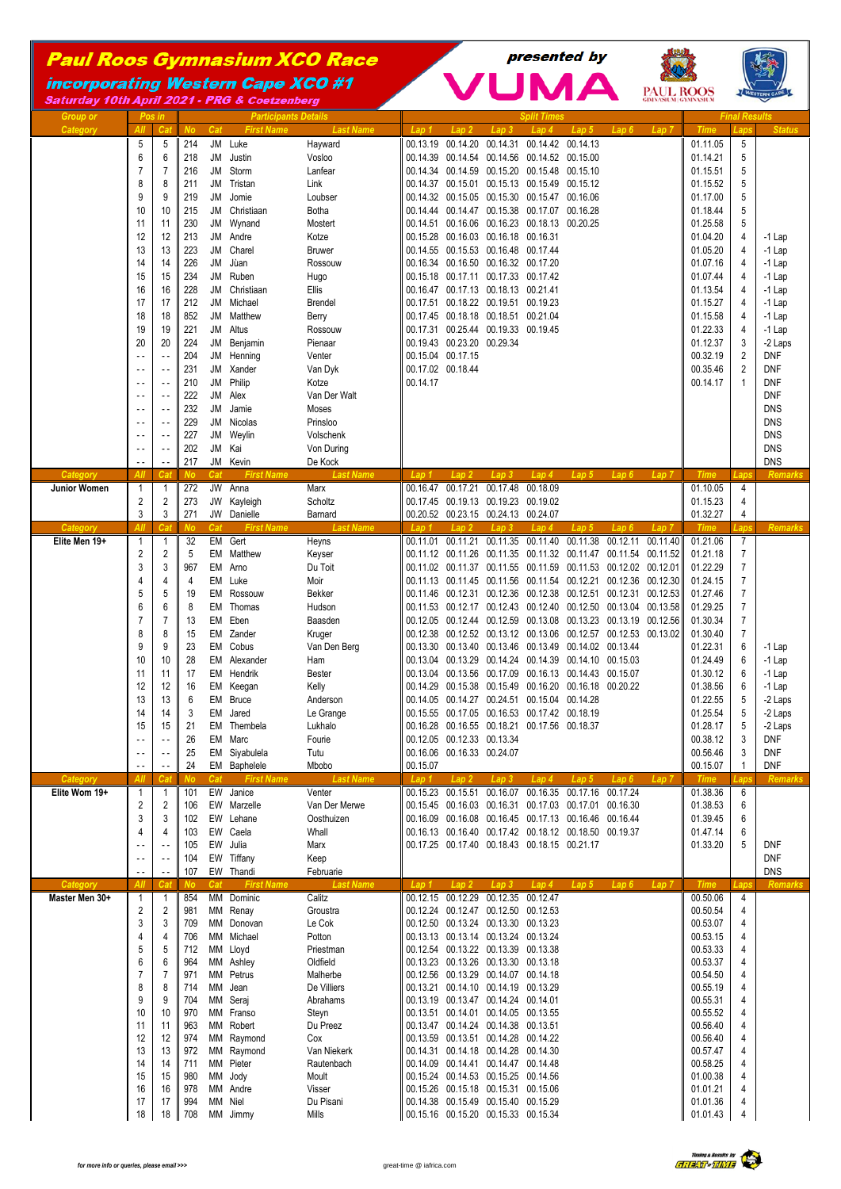# Paul Roos Gymnasium XCO Race

## incorporating Western Cape XCO #1

**Saturday 10th April 2021 - PRG & Coetzenberg**

**presented by VUMA**

| Group or Category | Pos in All | Pos in Cat | No | Cat | First Name | Last Name | Lap 1 | Lap 2 | Lap 3 | Lap 4 | Lap 5 | Lap 6 | Lap 7 | Time | Laps | Status |
|---|---|---|---|---|---|---|---|---|---|---|---|---|---|---|---|---|
| | 5 | 5 | 214 | JM | Luke | Hayward | 00.13.19 | 00.14.20 | 00.14.31 | 00.14.42 | 00.14.13 | | | 01.11.05 | 5 | |
| | 6 | 6 | 218 | JM | Justin | Vosloo | 00.14.39 | 00.14.54 | 00.14.56 | 00.14.52 | 00.15.00 | | | 01.14.21 | 5 | |
| | 7 | 7 | 216 | JM | Storm | Lanfear | 00.14.34 | 00.14.59 | 00.15.20 | 00.15.48 | 00.15.10 | | | 01.15.51 | 5 | |
| | 8 | 8 | 211 | JM | Tristan | Link | 00.14.37 | 00.15.01 | 00.15.13 | 00.15.49 | 00.15.12 | | | 01.15.52 | 5 | |
| | 9 | 9 | 219 | JM | Jomie | Loubser | 00.14.32 | 00.15.05 | 00.15.30 | 00.15.47 | 00.16.06 | | | 01.17.00 | 5 | |
| | 10 | 10 | 215 | JM | Christiaan | Botha | 00.14.44 | 00.14.47 | 00.15.38 | 00.17.07 | 00.16.28 | | | 01.18.44 | 5 | |
| | 11 | 11 | 230 | JM | Wynand | Mostert | 00.14.51 | 00.16.06 | 00.16.23 | 00.18.13 | 00.20.25 | | | 01.25.58 | 5 | |
| | 12 | 12 | 213 | JM | Andre | Kotze | 00.15.28 | 00.16.03 | 00.16.18 | 00.16.31 | | | | 01.04.20 | 4 | -1 Lap |
| | 13 | 13 | 223 | JM | Charel | Bruwer | 00.14.55 | 00.15.53 | 00.16.48 | 00.17.44 | | | | 01.05.20 | 4 | -1 Lap |
| | 14 | 14 | 226 | JM | Jùan | Rossouw | 00.16.34 | 00.16.50 | 00.16.32 | 00.17.20 | | | | 01.07.16 | 4 | -1 Lap |
| | 15 | 15 | 234 | JM | Ruben | Hugo | 00.15.18 | 00.17.11 | 00.17.33 | 00.17.42 | | | | 01.07.44 | 4 | -1 Lap |
| | 16 | 16 | 228 | JM | Christiaan | Ellis | 00.16.47 | 00.17.13 | 00.18.13 | 00.21.41 | | | | 01.13.54 | 4 | -1 Lap |
| | 17 | 17 | 212 | JM | Michael | Brendel | 00.17.51 | 00.18.22 | 00.19.51 | 00.19.23 | | | | 01.15.27 | 4 | -1 Lap |
| | 18 | 18 | 852 | JM | Matthew | Berry | 00.17.45 | 00.18.18 | 00.18.51 | 00.21.04 | | | | 01.15.58 | 4 | -1 Lap |
| | 19 | 19 | 221 | JM | Altus | Rossouw | 00.17.31 | 00.25.44 | 00.19.33 | 00.19.45 | | | | 01.22.33 | 4 | -1 Lap |
| | 20 | 20 | 224 | JM | Benjamin | Pienaar | 00.19.43 | 00.23.20 | 00.29.34 | | | | | 01.12.37 | 3 | -2 Laps |
| | - - | - - | 204 | JM | Henning | Venter | 00.15.04 | 00.17.15 | | | | | | 00.32.19 | 2 | DNF |
| | - - | - - | 231 | JM | Xander | Van Dyk | 00.17.02 | 00.18.44 | | | | | | 00.35.46 | 2 | DNF |
| | - - | - - | 210 | JM | Philip | Kotze | 00.14.17 | | | | | | | 00.14.17 | 1 | DNF |
| | - - | - - | 222 | JM | Alex | Van Der Walt | | | | | | | | | | DNF |
| | - - | - - | 232 | JM | Jamie | Moses | | | | | | | | | | DNS |
| | - - | - - | 229 | JM | Nicolas | Prinsloo | | | | | | | | | | DNS |
| | - - | - - | 227 | JM | Weylin | Volschenk | | | | | | | | | | DNS |
| | - - | - - | 202 | JM | Kai | Von During | | | | | | | | | | DNS |
| | - - | - - | 217 | JM | Kevin | De Kock | | | | | | | | | | DNS |
| **Category** | **All** | **Cat** | **No** | **Cat** | **First Name** | **Last Name** | **Lap 1** | **Lap 2** | **Lap 3** | **Lap 4** | **Lap 5** | **Lap 6** | **Lap 7** | **Time** | **Laps** | **Remarks** |
| Junior Women | 1 | 1 | 272 | JW | Anna | Marx | 00.16.47 | 00.17.21 | 00.17.48 | 00.18.09 | | | | 01.10.05 | 4 | |
| | 2 | 2 | 273 | JW | Kayleigh | Scholtz | 00.17.45 | 00.19.13 | 00.19.23 | 00.19.02 | | | | 01.15.23 | 4 | |
| | 3 | 3 | 271 | JW | Danielle | Barnard | 00.20.52 | 00.23.15 | 00.24.13 | 00.24.07 | | | | 01.32.27 | 4 | |
| **Category** | **All** | **Cat** | **No** | **Cat** | **First Name** | **Last Name** | **Lap 1** | **Lap 2** | **Lap 3** | **Lap 4** | **Lap 5** | **Lap 6** | **Lap 7** | **Time** | **Laps** | **Remarks** |
| Elite Men 19+ | 1 | 1 | 32 | EM | Gert | Heyns | 00.11.01 | 00.11.21 | 00.11.35 | 00.11.40 | 00.11.38 | 00.12.11 | 00.11.40 | 01.21.06 | 7 | |
| | 2 | 2 | 5 | EM | Matthew | Keyser | 00.11.12 | 00.11.26 | 00.11.35 | 00.11.32 | 00.11.47 | 00.11.54 | 00.11.52 | 01.21.18 | 7 | |
| | 3 | 3 | 967 | EM | Arno | Du Toit | 00.11.02 | 00.11.37 | 00.11.55 | 00.11.59 | 00.11.53 | 00.12.02 | 00.12.01 | 01.22.29 | 7 | |
| | 4 | 4 | 4 | EM | Luke | Moir | 00.11.13 | 00.11.45 | 00.11.56 | 00.11.54 | 00.12.21 | 00.12.36 | 00.12.30 | 01.24.15 | 7 | |
| | 5 | 5 | 19 | EM | Rossouw | Bekker | 00.11.46 | 00.12.31 | 00.12.36 | 00.12.38 | 00.12.51 | 00.12.31 | 00.12.53 | 01.27.46 | 7 | |
| | 6 | 6 | 8 | EM | Thomas | Hudson | 00.11.53 | 00.12.17 | 00.12.43 | 00.12.40 | 00.12.50 | 00.13.04 | 00.13.58 | 01.29.25 | 7 | |
| | 7 | 7 | 13 | EM | Eben | Baasden | 00.12.05 | 00.12.44 | 00.12.59 | 00.13.08 | 00.13.23 | 00.13.19 | 00.12.56 | 01.30.34 | 7 | |
| | 8 | 8 | 15 | EM | Zander | Kruger | 00.12.38 | 00.12.52 | 00.13.12 | 00.13.06 | 00.12.57 | 00.12.53 | 00.13.02 | 01.30.40 | 7 | |
| | 9 | 9 | 23 | EM | Cobus | Van Den Berg | 00.13.30 | 00.13.40 | 00.13.46 | 00.13.49 | 00.14.02 | 00.13.44 | | 01.22.31 | 6 | -1 Lap |
| | 10 | 10 | 28 | EM | Alexander | Ham | 00.13.04 | 00.13.29 | 00.14.24 | 00.14.39 | 00.14.10 | 00.15.03 | | 01.24.49 | 6 | -1 Lap |
| | 11 | 11 | 17 | EM | Hendrik | Bester | 00.13.04 | 00.13.56 | 00.17.09 | 00.16.13 | 00.14.43 | 00.15.07 | | 01.30.12 | 6 | -1 Lap |
| | 12 | 12 | 16 | EM | Keegan | Kelly | 00.14.29 | 00.15.38 | 00.15.49 | 00.16.20 | 00.16.18 | 00.20.22 | | 01.38.56 | 6 | -1 Lap |
| | 13 | 13 | 6 | EM | Bruce | Anderson | 00.14.05 | 00.14.27 | 00.24.51 | 00.15.04 | 00.14.28 | | | 01.22.55 | 5 | -2 Laps |
| | 14 | 14 | 3 | EM | Jared | Le Grange | 00.15.55 | 00.17.05 | 00.16.53 | 00.17.42 | 00.18.19 | | | 01.25.54 | 5 | -2 Laps |
| | 15 | 15 | 21 | EM | Thembela | Lukhalo | 00.16.28 | 00.16.55 | 00.18.21 | 00.17.56 | 00.18.37 | | | 01.28.17 | 5 | -2 Laps |
| | - - | - - | 26 | EM | Marc | Fourie | 00.12.05 | 00.12.33 | 00.13.34 | | | | | 00.38.12 | 3 | DNF |
| | - - | - - | 25 | EM | Siyabulela | Tutu | 00.16.06 | 00.16.33 | 00.24.07 | | | | | 00.56.46 | 3 | DNF |
| | - - | - - | 24 | EM | Baphelele | Mbobo | 00.15.07 | | | | | | | 00.15.07 | 1 | DNF |
| **Category** | **All** | **Cat** | **No** | **Cat** | **First Name** | **Last Name** | **Lap 1** | **Lap 2** | **Lap 3** | **Lap 4** | **Lap 5** | **Lap 6** | **Lap 7** | **Time** | **Laps** | **Remarks** |
| Elite Wom 19+ | 1 | 1 | 101 | EW | Janice | Venter | 00.15.23 | 00.15.51 | 00.16.07 | 00.16.35 | 00.17.16 | 00.17.24 | | 01.38.36 | 6 | |
| | 2 | 2 | 106 | EW | Marzelle | Van Der Merwe | 00.15.45 | 00.16.03 | 00.16.31 | 00.17.03 | 00.17.01 | 00.16.30 | | 01.38.53 | 6 | |
| | 3 | 3 | 102 | EW | Lehane | Oosthuizen | 00.16.09 | 00.16.08 | 00.16.45 | 00.17.13 | 00.16.46 | 00.16.44 | | 01.39.45 | 6 | |
| | 4 | 4 | 103 | EW | Caela | Whall | 00.16.13 | 00.16.40 | 00.17.42 | 00.18.12 | 00.18.50 | 00.19.37 | | 01.47.14 | 6 | |
| | - - | - - | 105 | EW | Julia | Marx | 00.17.25 | 00.17.40 | 00.18.43 | 00.18.15 | 00.21.17 | | | 01.33.20 | 5 | DNF |
| | - - | - - | 104 | EW | Tiffany | Keep | | | | | | | | | | DNF |
| | - - | - - | 107 | EW | Thandi | Februarie | | | | | | | | | | DNS |
| **Category** | **All** | **Cat** | **No** | **Cat** | **First Name** | **Last Name** | **Lap 1** | **Lap 2** | **Lap 3** | **Lap 4** | **Lap 5** | **Lap 6** | **Lap 7** | **Time** | **Laps** | **Remarks** |
| Master Men 30+ | 1 | 1 | 854 | MM | Dominic | Calitz | 00.12.15 | 00.12.29 | 00.12.35 | 00.12.47 | | | | 00.50.06 | 4 | |
| | 2 | 2 | 981 | MM | Renay | Groustra | 00.12.24 | 00.12.47 | 00.12.50 | 00.12.53 | | | | 00.50.54 | 4 | |
| | 3 | 3 | 709 | MM | Donovan | Le Cok | 00.12.50 | 00.13.24 | 00.13.30 | 00.13.23 | | | | 00.53.07 | 4 | |
| | 4 | 4 | 706 | MM | Michael | Potton | 00.13.13 | 00.13.14 | 00.13.24 | 00.13.24 | | | | 00.53.15 | 4 | |
| | 5 | 5 | 712 | MM | Lloyd | Priestman | 00.12.54 | 00.13.22 | 00.13.39 | 00.13.38 | | | | 00.53.33 | 4 | |
| | 6 | 6 | 964 | MM | Ashley | Oldfield | 00.13.23 | 00.13.26 | 00.13.30 | 00.13.18 | | | | 00.53.37 | 4 | |
| | 7 | 7 | 971 | MM | Petrus | Malherbe | 00.12.56 | 00.13.29 | 00.14.07 | 00.14.18 | | | | 00.54.50 | 4 | |
| | 8 | 8 | 714 | MM | Jean | De Villiers | 00.13.21 | 00.14.10 | 00.14.19 | 00.13.29 | | | | 00.55.19 | 4 | |
| | 9 | 9 | 704 | MM | Seraj | Abrahams | 00.13.19 | 00.13.47 | 00.14.24 | 00.14.01 | | | | 00.55.31 | 4 | |
| | 10 | 10 | 970 | MM | Franso | Steyn | 00.13.51 | 00.14.01 | 00.14.05 | 00.13.55 | | | | 00.55.52 | 4 | |
| | 11 | 11 | 963 | MM | Robert | Du Preez | 00.13.47 | 00.14.24 | 00.14.38 | 00.13.51 | | | | 00.56.40 | 4 | |
| | 12 | 12 | 974 | MM | Raymond | Cox | 00.13.59 | 00.13.51 | 00.14.28 | 00.14.22 | | | | 00.56.40 | 4 | |
| | 13 | 13 | 972 | MM | Raymond | Van Niekerk | 00.14.31 | 00.14.18 | 00.14.28 | 00.14.30 | | | | 00.57.47 | 4 | |
| | 14 | 14 | 711 | MM | Pieter | Rautenbach | 00.14.09 | 00.14.41 | 00.14.47 | 00.14.48 | | | | 00.58.25 | 4 | |
| | 15 | 15 | 980 | MM | Jody | Moult | 00.15.24 | 00.14.53 | 00.15.25 | 00.14.56 | | | | 01.00.38 | 4 | |
| | 16 | 16 | 978 | MM | Andre | Visser | 00.15.26 | 00.15.18 | 00.15.31 | 00.15.06 | | | | 01.01.21 | 4 | |
| | 17 | 17 | 994 | MM | Niel | Du Pisani | 00.14.38 | 00.15.49 | 00.15.40 | 00.15.29 | | | | 01.01.36 | 4 | |
| | 18 | 18 | 708 | MM | Jimmy | Mills | 00.15.16 | 00.15.20 | 00.15.33 | 00.15.34 | | | | 01.01.43 | 4 | |

for more info or queries, please email >>> great-time @ iafrica.com

Timing & Results by GREAT-TIME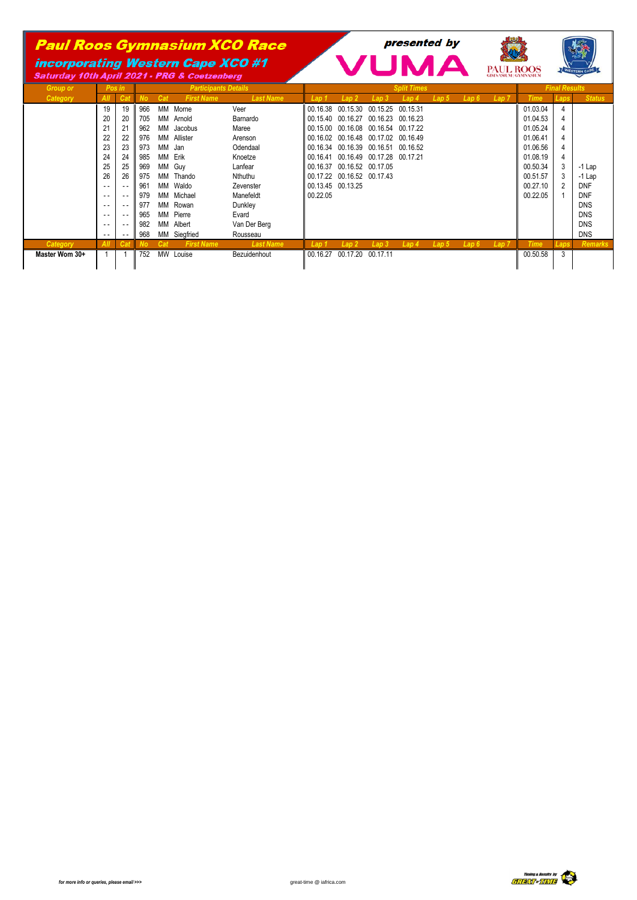# Paul Roos Gymnasium XCO Race

## incorporating Western Cape XCO #1

**Saturday 10th April 2021 - PRG & Coetzenberg**

presented by VUMA

| Group or Category | Pos in All | Pos in Cat | No | Cat | First Name | Last Name | Lap 1 | Lap 2 | Lap 3 | Lap 4 | Lap 5 | Lap 6 | Lap 7 | Time | Laps | Status |
|---|---|---|---|---|---|---|---|---|---|---|---|---|---|---|---|---|
| | 19 | 19 | 966 | MM | Morne | Veer | 00.16.38 | 00.15.30 | 00.15.25 | 00.15.31 | | | | 01.03.04 | 4 | |
| | 20 | 20 | 705 | MM | Arnold | Barnardo | 00.15.40 | 00.16.27 | 00.16.23 | 00.16.23 | | | | 01.04.53 | 4 | |
| | 21 | 21 | 962 | MM | Jacobus | Maree | 00.15.00 | 00.16.08 | 00.16.54 | 00.17.22 | | | | 01.05.24 | 4 | |
| | 22 | 22 | 976 | MM | Allister | Arenson | 00.16.02 | 00.16.48 | 00.17.02 | 00.16.49 | | | | 01.06.41 | 4 | |
| | 23 | 23 | 973 | MM | Jan | Odendaal | 00.16.34 | 00.16.39 | 00.16.51 | 00.16.52 | | | | 01.06.56 | 4 | |
| | 24 | 24 | 985 | MM | Erik | Knoetze | 00.16.41 | 00.16.49 | 00.17.28 | 00.17.21 | | | | 01.08.19 | 4 | |
| | 25 | 25 | 969 | MM | Guy | Lanfear | 00.16.37 | 00.16.52 | 00.17.05 | | | | | 00.50.34 | 3 | -1 Lap |
| | 26 | 26 | 975 | MM | Thando | Nthuthu | 00.17.22 | 00.16.52 | 00.17.43 | | | | | 00.51.57 | 3 | -1 Lap |
| | - - | - - | 961 | MM | Waldo | Zevenster | 00.13.45 | 00.13.25 | | | | | | 00.27.10 | 2 | DNF |
| | - - | - - | 979 | MM | Michael | Manefeldt | 00.22.05 | | | | | | | 00.22.05 | 1 | DNF |
| | - - | - - | 977 | MM | Rowan | Dunkley | | | | | | | | | | DNS |
| | - - | - - | 965 | MM | Pierre | Evard | | | | | | | | | | DNS |
| | - - | - - | 982 | MM | Albert | Van Der Berg | | | | | | | | | | DNS |
| | - - | - - | 968 | MM | Siegfried | Rousseau | | | | | | | | | | DNS |
| **Category** | **All** | **Cat** | **No** | **Cat** | **First Name** | **Last Name** | **Lap 1** | **Lap 2** | **Lap 3** | **Lap 4** | **Lap 5** | **Lap 6** | **Lap 7** | **Time** | **Laps** | **Remarks** |
| **Master Wom 30+** | 1 | 1 | 752 | MW | Louise | Bezuidenhout | 00.16.27 | 00.17.20 | 00.17.11 | | | | | 00.50.58 | 3 | |

for more info or queries, please email >>> great-time @ iafrica.com

Timing & Results by GREAT-TIME